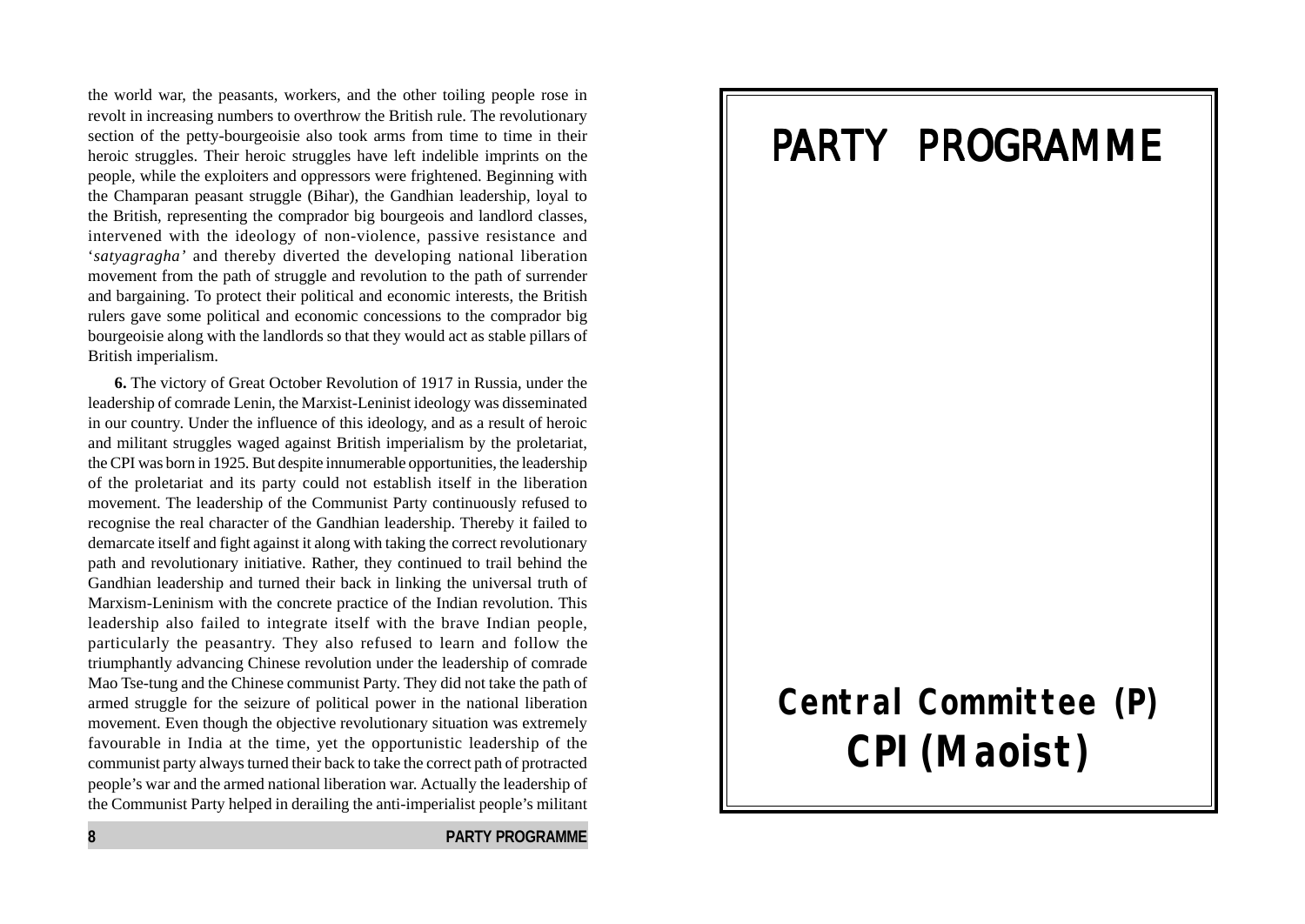the world war, the peasants, workers, and the other toiling people rose in revolt in increasing numbers to overthrow the British rule. The revolutionary section of the petty-bourgeoisie also took arms from time to time in their heroic struggles. Their heroic struggles have left indelible imprints on the people, while the exploiters and oppressors were frightened. Beginning with the Champaran peasant struggle (Bihar), the Gandhian leadership, loyal to the British, representing the comprador big bourgeois and landlord classes, intervened with the ideology of non-violence, passive resistance and '*satyagragha'* and thereby diverted the developing national liberation movement from the path of struggle and revolution to the path of surrender and bargaining. To protect their political and economic interests, the British rulers gave some political and economic concessions to the comprador big bourgeoisie along with the landlords so that they would act as stable pillars of British imperialism.

**6.** The victory of Great October Revolution of 1917 in Russia, under the leadership of comrade Lenin, the Marxist-Leninist ideology was disseminated in our country. Under the influence of this ideology, and as a result of heroic and militant struggles waged against British imperialism by the proletariat, the CPI was born in 1925. But despite innumerable opportunities, the leadership of the proletariat and its party could not establish itself in the liberation movement. The leadership of the Communist Party continuously refused to recognise the real character of the Gandhian leadership. Thereby it failed to demarcate itself and fight against it along with taking the correct revolutionary path and revolutionary initiative. Rather, they continued to trail behind the Gandhian leadership and turned their back in linking the universal truth of Marxism-Leninism with the concrete practice of the Indian revolution. This leadership also failed to integrate itself with the brave Indian people, particularly the peasantry. They also refused to learn and follow the triumphantly advancing Chinese revolution under the leadership of comrade Mao Tse-tung and the Chinese communist Party. They did not take the path of armed struggle for the seizure of political power in the national liberation movement. Even though the objective revolutionary situation was extremely favourable in India at the time, yet the opportunistic leadership of the communist party always turned their back to take the correct path of protracted people's war and the armed national liberation war. Actually the leadership of the Communist Party helped in derailing the anti-imperialist people's militant

# PARTY PROGRAMME

**Central Committee (P)**

**CPI (Maoist)**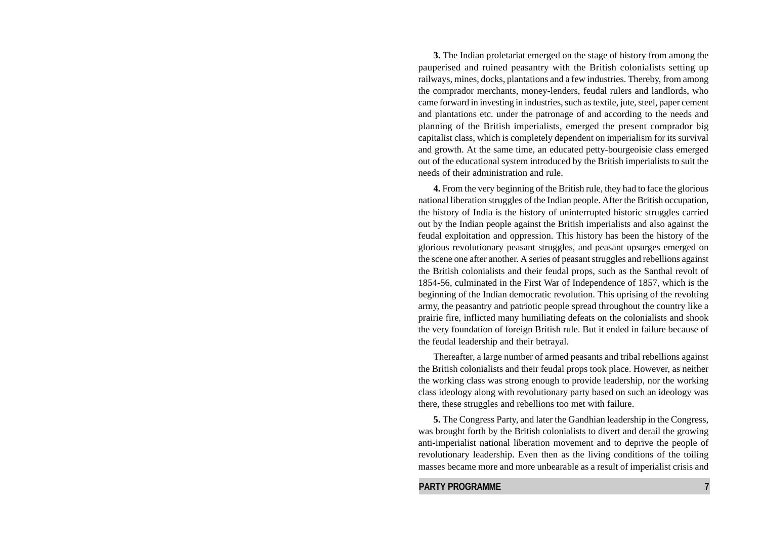**3.** The Indian proletariat emerged on the stage of history from among the pauperised and ruined peasantry with the British colonialists setting up railways, mines, docks, plantations and a few industries. Thereby, from among the comprador merchants, money-lenders, feudal rulers and landlords, who came forward in investing in industries, such as textile, jute, steel, paper cement and plantations etc. under the patronage of and according to the needs and planning of the British imperialists, emerged the present comprador big capitalist class, which is completely dependent on imperialism for its survival and growth. At the same time, an educated petty-bourgeoisie class emerged out of the educational system introduced by the British imperialists to suit the needs of their administration and rule.

**4.** From the very beginning of the British rule, they had to face the glorious national liberation struggles of the Indian people. After the British occupation, the history of India is the history of uninterrupted historic struggles carried out by the Indian people against the British imperialists and also against the feudal exploitation and oppression. This history has been the history of the glorious revolutionary peasant struggles, and peasant upsurges emerged on the scene one after another. A series of peasant struggles and rebellions against the British colonialists and their feudal props, such as the Santhal revolt of 1854-56, culminated in the First War of Independence of 1857, which is the beginning of the Indian democratic revolution. This uprising of the revolting army, the peasantry and patriotic people spread throughout the country like a prairie fire, inflicted many humiliating defeats on the colonialists and shook the very foundation of foreign British rule. But it ended in failure because of the feudal leadership and their betrayal.

Thereafter, a large number of armed peasants and tribal rebellions against the British colonialists and their feudal props took place. However, as neither the working class was strong enough to provide leadership, nor the working class ideology along with revolutionary party based on such an ideology was there, these struggles and rebellions too met with failure.

**5.** The Congress Party, and later the Gandhian leadership in the Congress, was brought forth by the British colonialists to divert and derail the growing anti-imperialist national liberation movement and to deprive the people of revolutionary leadership. Even then as the living conditions of the toiling masses became more and more unbearable as a result of imperialist crisis and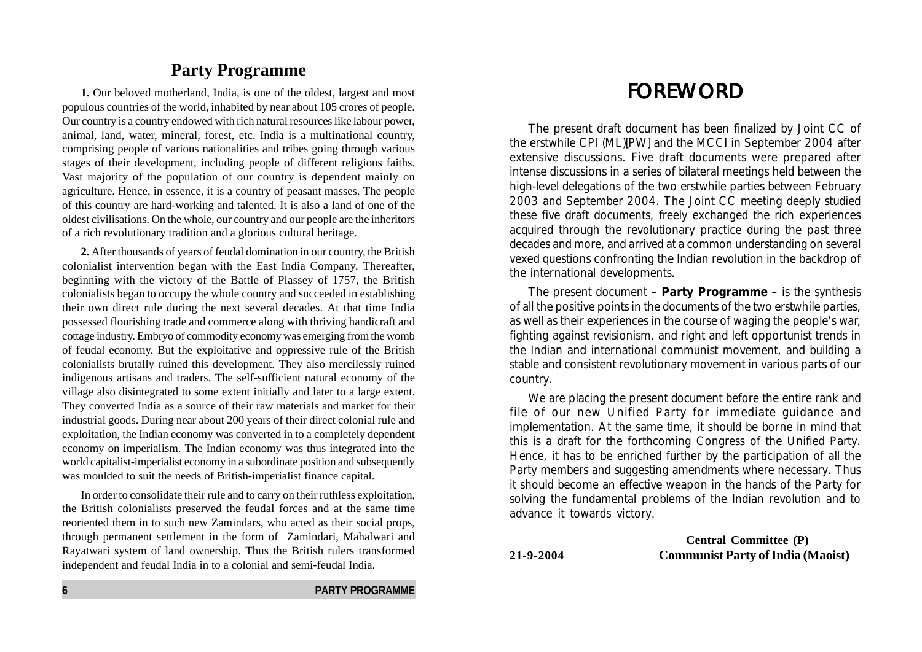# FOREWORD

The present draft document has been finalized by Joint CC of the erstwhile CPI (ML)[PW] and the MCCI in September 2004 after extensive discussions. Five draft documents were prepared after intense discussions in a series of bilateral meetings held between the high-level delegations of the two erstwhile parties between February 2003 and September 2004. The Joint CC meeting deeply studied these five draft documents, freely exchanged the rich experiences acquired through the revolutionary practice during the past three decades and more, and arrived at a common understanding on several vexed questions confronting the Indian revolution in the backdrop of the international developments.

The present document – **Party Programme** – is the synthesis of all the positive points in the documents of the two erstwhile parties, as well as their experiences in the course of waging the people's war, fighting against revisionism, and right and left opportunist trends in the Indian and international communist movement, and building a stable and consistent revolutionary movement in various parts of our country.

We are placing the present document before the entire rank and file of our new Unified Party for immediate guidance and implementation. At the same time, it should be borne in mind that this is a draft for the forthcoming Congress of the Unified Party. Hence, it has to be enriched further by the participation of all the Party members and suggesting amendments where necessary. Thus it should become an effective weapon in the hands of the Party for solving the fundamental problems of the Indian revolution and to advance it towards victory.

**21-9-2004**

**Central Committee (P)**
**Communist Party of India (Maoist)**

## Party Programme

**1.** Our beloved motherland, India, is one of the oldest, largest and most populous countries of the world, inhabited by near about 105 crores of people. Our country is a country endowed with rich natural resources like labour power, animal, land, water, mineral, forest, etc. India is a multinational country, comprising people of various nationalities and tribes going through various stages of their development, including people of different religious faiths. Vast majority of the population of our country is dependent mainly on agriculture. Hence, in essence, it is a country of peasant masses. The people of this country are hard-working and talented. It is also a land of one of the oldest civilisations. On the whole, our country and our people are the inheritors of a rich revolutionary tradition and a glorious cultural heritage.

**2.** After thousands of years of feudal domination in our country, the British colonialist intervention began with the East India Company. Thereafter, beginning with the victory of the Battle of Plassey of 1757, the British colonialists began to occupy the whole country and succeeded in establishing their own direct rule during the next several decades. At that time India possessed flourishing trade and commerce along with thriving handicraft and cottage industry. Embryo of commodity economy was emerging from the womb of feudal economy. But the exploitative and oppressive rule of the British colonialists brutally ruined this development. They also mercilessly ruined indigenous artisans and traders. The self-sufficient natural economy of the village also disintegrated to some extent initially and later to a large extent. They converted India as a source of their raw materials and market for their industrial goods. During near about 200 years of their direct colonial rule and exploitation, the Indian economy was converted in to a completely dependent economy on imperialism. The Indian economy was thus integrated into the world capitalist-imperialist economy in a subordinate position and subsequently was moulded to suit the needs of British-imperialist finance capital.

In order to consolidate their rule and to carry on their ruthless exploitation, the British colonialists preserved the feudal forces and at the same time reoriented them in to such new Zamindars, who acted as their social props, through permanent settlement in the form of Zamindari, Mahalwari and Rayatwari system of land ownership. Thus the British rulers transformed independent and feudal India in to a colonial and semi-feudal India.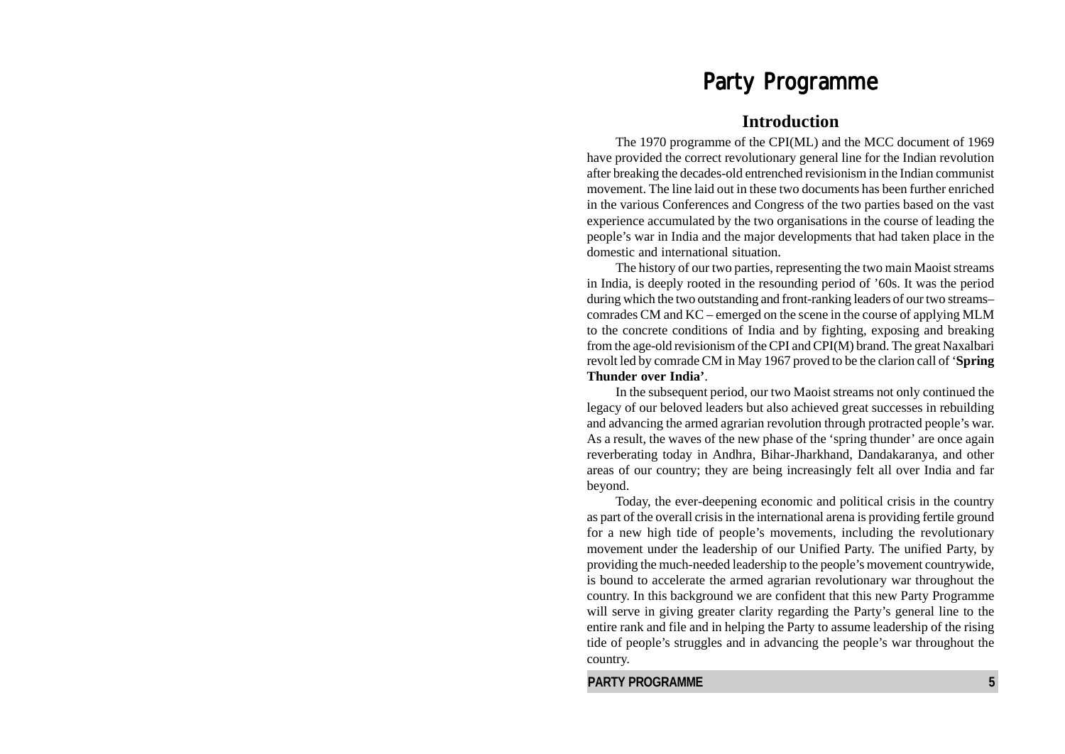# Party Programme

## Introduction

The 1970 programme of the CPI(ML) and the MCC document of 1969 have provided the correct revolutionary general line for the Indian revolution after breaking the decades-old entrenched revisionism in the Indian communist movement. The line laid out in these two documents has been further enriched in the various Conferences and Congress of the two parties based on the vast experience accumulated by the two organisations in the course of leading the people's war in India and the major developments that had taken place in the domestic and international situation.

The history of our two parties, representing the two main Maoist streams in India, is deeply rooted in the resounding period of '60s. It was the period during which the two outstanding and front-ranking leaders of our two streams– comrades CM and KC – emerged on the scene in the course of applying MLM to the concrete conditions of India and by fighting, exposing and breaking from the age-old revisionism of the CPI and CPI(M) brand. The great Naxalbari revolt led by comrade CM in May 1967 proved to be the clarion call of '**Spring Thunder over India'**.

In the subsequent period, our two Maoist streams not only continued the legacy of our beloved leaders but also achieved great successes in rebuilding and advancing the armed agrarian revolution through protracted people's war. As a result, the waves of the new phase of the 'spring thunder' are once again reverberating today in Andhra, Bihar-Jharkhand, Dandakaranya, and other areas of our country; they are being increasingly felt all over India and far beyond.

Today, the ever-deepening economic and political crisis in the country as part of the overall crisis in the international arena is providing fertile ground for a new high tide of people's movements, including the revolutionary movement under the leadership of our Unified Party. The unified Party, by providing the much-needed leadership to the people's movement countrywide, is bound to accelerate the armed agrarian revolutionary war throughout the country. In this background we are confident that this new Party Programme will serve in giving greater clarity regarding the Party's general line to the entire rank and file and in helping the Party to assume leadership of the rising tide of people's struggles and in advancing the people's war throughout the country.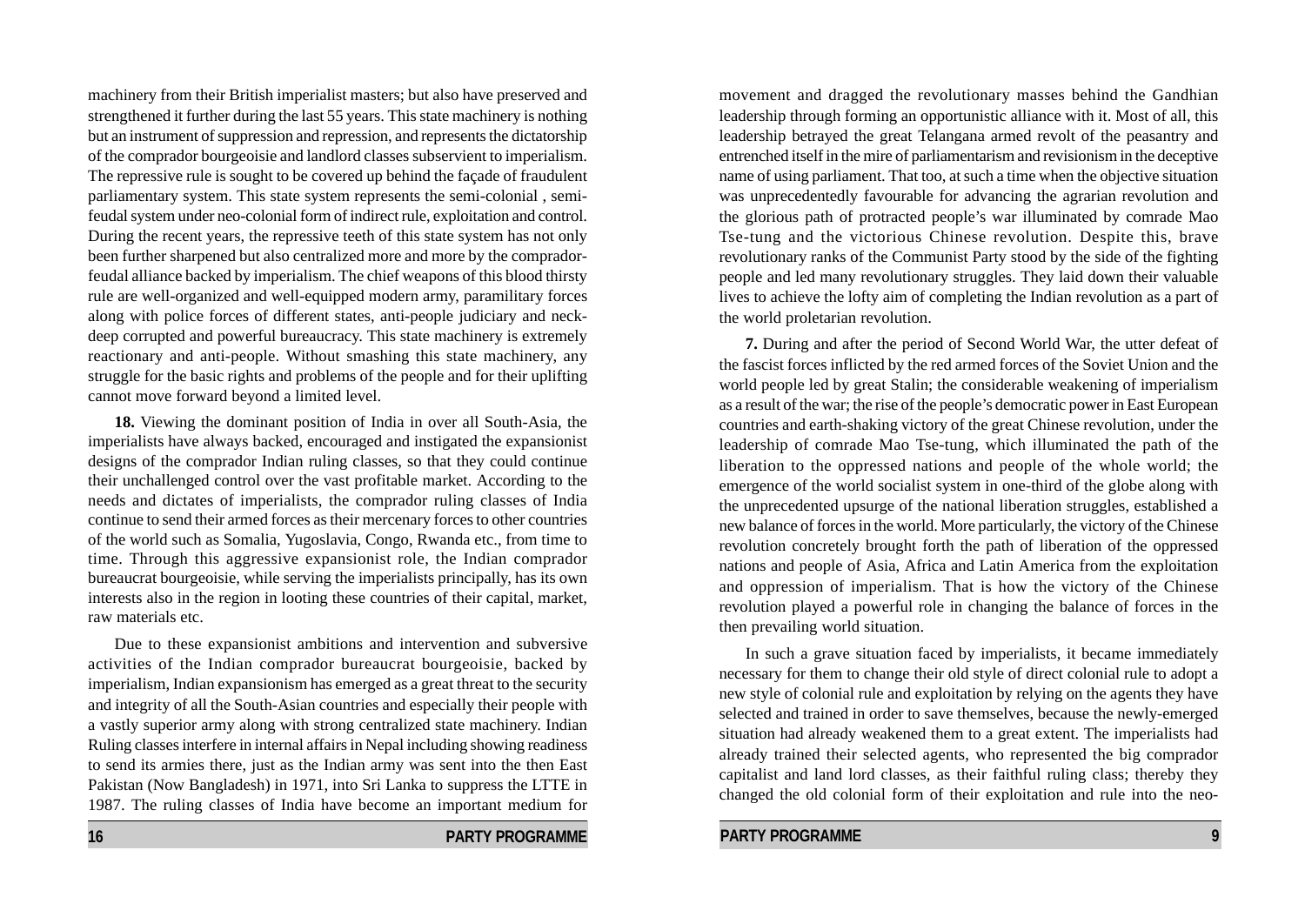machinery from their British imperialist masters; but also have preserved and strengthened it further during the last 55 years. This state machinery is nothing but an instrument of suppression and repression, and represents the dictatorship of the comprador bourgeoisie and landlord classes subservient to imperialism. The repressive rule is sought to be covered up behind the façade of fraudulent parliamentary system. This state system represents the semi-colonial , semi-feudal system under neo-colonial form of indirect rule, exploitation and control. During the recent years, the repressive teeth of this state system has not only been further sharpened but also centralized more and more by the comprador-feudal alliance backed by imperialism. The chief weapons of this blood thirsty rule are well-organized and well-equipped modern army, paramilitary forces along with police forces of different states, anti-people judiciary and neck-deep corrupted and powerful bureaucracy. This state machinery is extremely reactionary and anti-people. Without smashing this state machinery, any struggle for the basic rights and problems of the people and for their uplifting cannot move forward beyond a limited level.

**18.** Viewing the dominant position of India in over all South-Asia, the imperialists have always backed, encouraged and instigated the expansionist designs of the comprador Indian ruling classes, so that they could continue their unchallenged control over the vast profitable market. According to the needs and dictates of imperialists, the comprador ruling classes of India continue to send their armed forces as their mercenary forces to other countries of the world such as Somalia, Yugoslavia, Congo, Rwanda etc., from time to time. Through this aggressive expansionist role, the Indian comprador bureaucrat bourgeoisie, while serving the imperialists principally, has its own interests also in the region in looting these countries of their capital, market, raw materials etc.

Due to these expansionist ambitions and intervention and subversive activities of the Indian comprador bureaucrat bourgeoisie, backed by imperialism, Indian expansionism has emerged as a great threat to the security and integrity of all the South-Asian countries and especially their people with a vastly superior army along with strong centralized state machinery. Indian Ruling classes interfere in internal affairs in Nepal including showing readiness to send its armies there, just as the Indian army was sent into the then East Pakistan (Now Bangladesh) in 1971, into Sri Lanka to suppress the LTTE in 1987. The ruling classes of India have become an important medium for

movement and dragged the revolutionary masses behind the Gandhian leadership through forming an opportunistic alliance with it. Most of all, this leadership betrayed the great Telangana armed revolt of the peasantry and entrenched itself in the mire of parliamentarism and revisionism in the deceptive name of using parliament. That too, at such a time when the objective situation was unprecedentedly favourable for advancing the agrarian revolution and the glorious path of protracted people's war illuminated by comrade Mao Tse-tung and the victorious Chinese revolution. Despite this, brave revolutionary ranks of the Communist Party stood by the side of the fighting people and led many revolutionary struggles. They laid down their valuable lives to achieve the lofty aim of completing the Indian revolution as a part of the world proletarian revolution.

**7.** During and after the period of Second World War, the utter defeat of the fascist forces inflicted by the red armed forces of the Soviet Union and the world people led by great Stalin; the considerable weakening of imperialism as a result of the war; the rise of the people's democratic power in East European countries and earth-shaking victory of the great Chinese revolution, under the leadership of comrade Mao Tse-tung, which illuminated the path of the liberation to the oppressed nations and people of the whole world; the emergence of the world socialist system in one-third of the globe along with the unprecedented upsurge of the national liberation struggles, established a new balance of forces in the world. More particularly, the victory of the Chinese revolution concretely brought forth the path of liberation of the oppressed nations and people of Asia, Africa and Latin America from the exploitation and oppression of imperialism. That is how the victory of the Chinese revolution played a powerful role in changing the balance of forces in the then prevailing world situation.

In such a grave situation faced by imperialists, it became immediately necessary for them to change their old style of direct colonial rule to adopt a new style of colonial rule and exploitation by relying on the agents they have selected and trained in order to save themselves, because the newly-emerged situation had already weakened them to a great extent. The imperialists had already trained their selected agents, who represented the big comprador capitalist and land lord classes, as their faithful ruling class; thereby they changed the old colonial form of their exploitation and rule into the neo-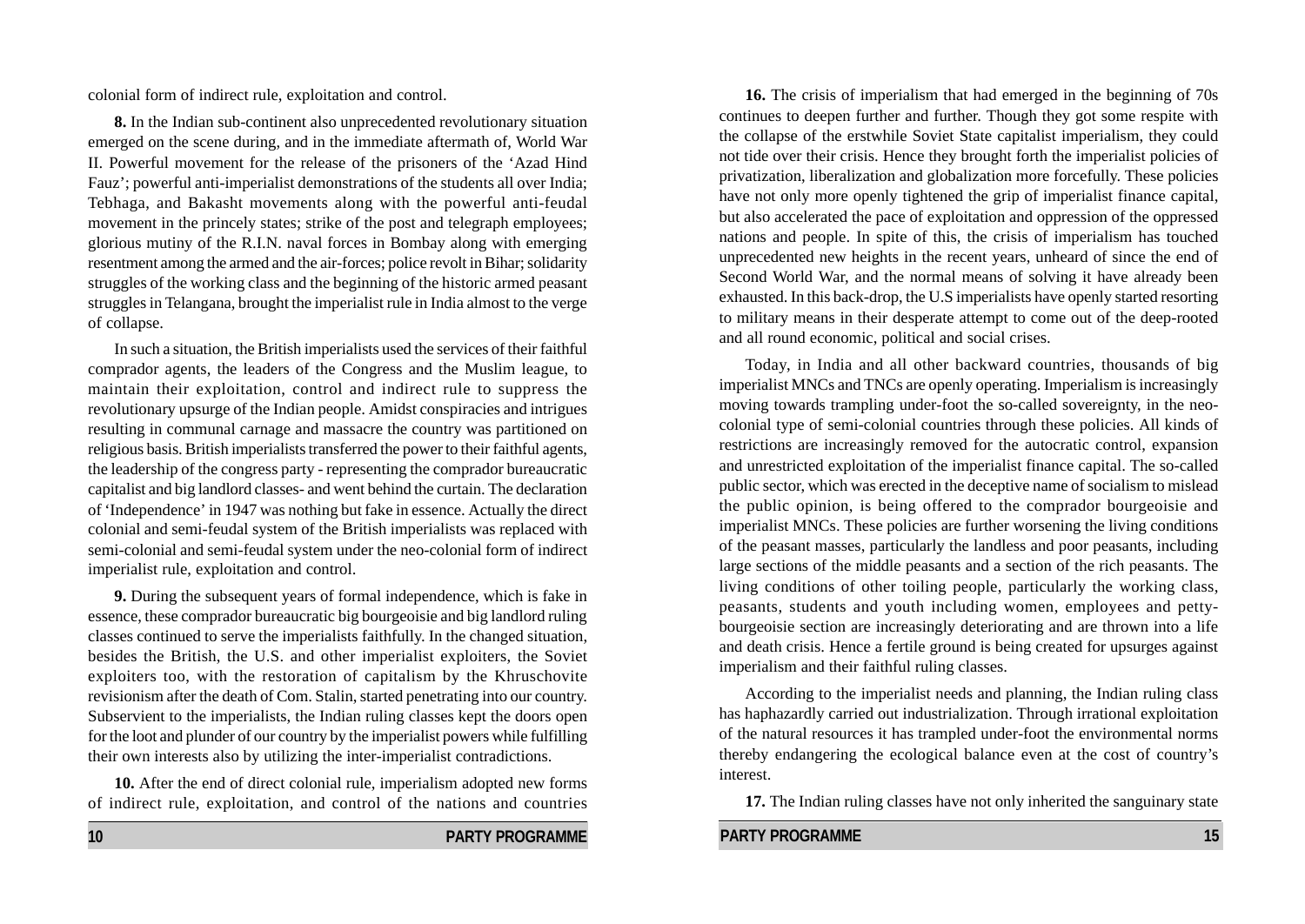colonial form of indirect rule, exploitation and control.

**8.** In the Indian sub-continent also unprecedented revolutionary situation emerged on the scene during, and in the immediate aftermath of, World War II. Powerful movement for the release of the prisoners of the 'Azad Hind Fauz'; powerful anti-imperialist demonstrations of the students all over India; Tebhaga, and Bakasht movements along with the powerful anti-feudal movement in the princely states; strike of the post and telegraph employees; glorious mutiny of the R.I.N. naval forces in Bombay along with emerging resentment among the armed and the air-forces; police revolt in Bihar; solidarity struggles of the working class and the beginning of the historic armed peasant struggles in Telangana, brought the imperialist rule in India almost to the verge of collapse.

In such a situation, the British imperialists used the services of their faithful comprador agents, the leaders of the Congress and the Muslim league, to maintain their exploitation, control and indirect rule to suppress the revolutionary upsurge of the Indian people. Amidst conspiracies and intrigues resulting in communal carnage and massacre the country was partitioned on religious basis. British imperialists transferred the power to their faithful agents, the leadership of the congress party - representing the comprador bureaucratic capitalist and big landlord classes- and went behind the curtain. The declaration of 'Independence' in 1947 was nothing but fake in essence. Actually the direct colonial and semi-feudal system of the British imperialists was replaced with semi-colonial and semi-feudal system under the neo-colonial form of indirect imperialist rule, exploitation and control.

**9.** During the subsequent years of formal independence, which is fake in essence, these comprador bureaucratic big bourgeoisie and big landlord ruling classes continued to serve the imperialists faithfully. In the changed situation, besides the British, the U.S. and other imperialist exploiters, the Soviet exploiters too, with the restoration of capitalism by the Khruschovite revisionism after the death of Com. Stalin, started penetrating into our country. Subservient to the imperialists, the Indian ruling classes kept the doors open for the loot and plunder of our country by the imperialist powers while fulfilling their own interests also by utilizing the inter-imperialist contradictions.

**10.** After the end of direct colonial rule, imperialism adopted new forms of indirect rule, exploitation, and control of the nations and countries

**16.** The crisis of imperialism that had emerged in the beginning of 70s continues to deepen further and further. Though they got some respite with the collapse of the erstwhile Soviet State capitalist imperialism, they could not tide over their crisis. Hence they brought forth the imperialist policies of privatization, liberalization and globalization more forcefully. These policies have not only more openly tightened the grip of imperialist finance capital, but also accelerated the pace of exploitation and oppression of the oppressed nations and people. In spite of this, the crisis of imperialism has touched unprecedented new heights in the recent years, unheard of since the end of Second World War, and the normal means of solving it have already been exhausted. In this back-drop, the U.S imperialists have openly started resorting to military means in their desperate attempt to come out of the deep-rooted and all round economic, political and social crises.

Today, in India and all other backward countries, thousands of big imperialist MNCs and TNCs are openly operating. Imperialism is increasingly moving towards trampling under-foot the so-called sovereignty, in the neo-colonial type of semi-colonial countries through these policies. All kinds of restrictions are increasingly removed for the autocratic control, expansion and unrestricted exploitation of the imperialist finance capital. The so-called public sector, which was erected in the deceptive name of socialism to mislead the public opinion, is being offered to the comprador bourgeoisie and imperialist MNCs. These policies are further worsening the living conditions of the peasant masses, particularly the landless and poor peasants, including large sections of the middle peasants and a section of the rich peasants. The living conditions of other toiling people, particularly the working class, peasants, students and youth including women, employees and petty-bourgeoisie section are increasingly deteriorating and are thrown into a life and death crisis. Hence a fertile ground is being created for upsurges against imperialism and their faithful ruling classes.

According to the imperialist needs and planning, the Indian ruling class has haphazardly carried out industrialization. Through irrational exploitation of the natural resources it has trampled under-foot the environmental norms thereby endangering the ecological balance even at the cost of country's interest.

**17.** The Indian ruling classes have not only inherited the sanguinary state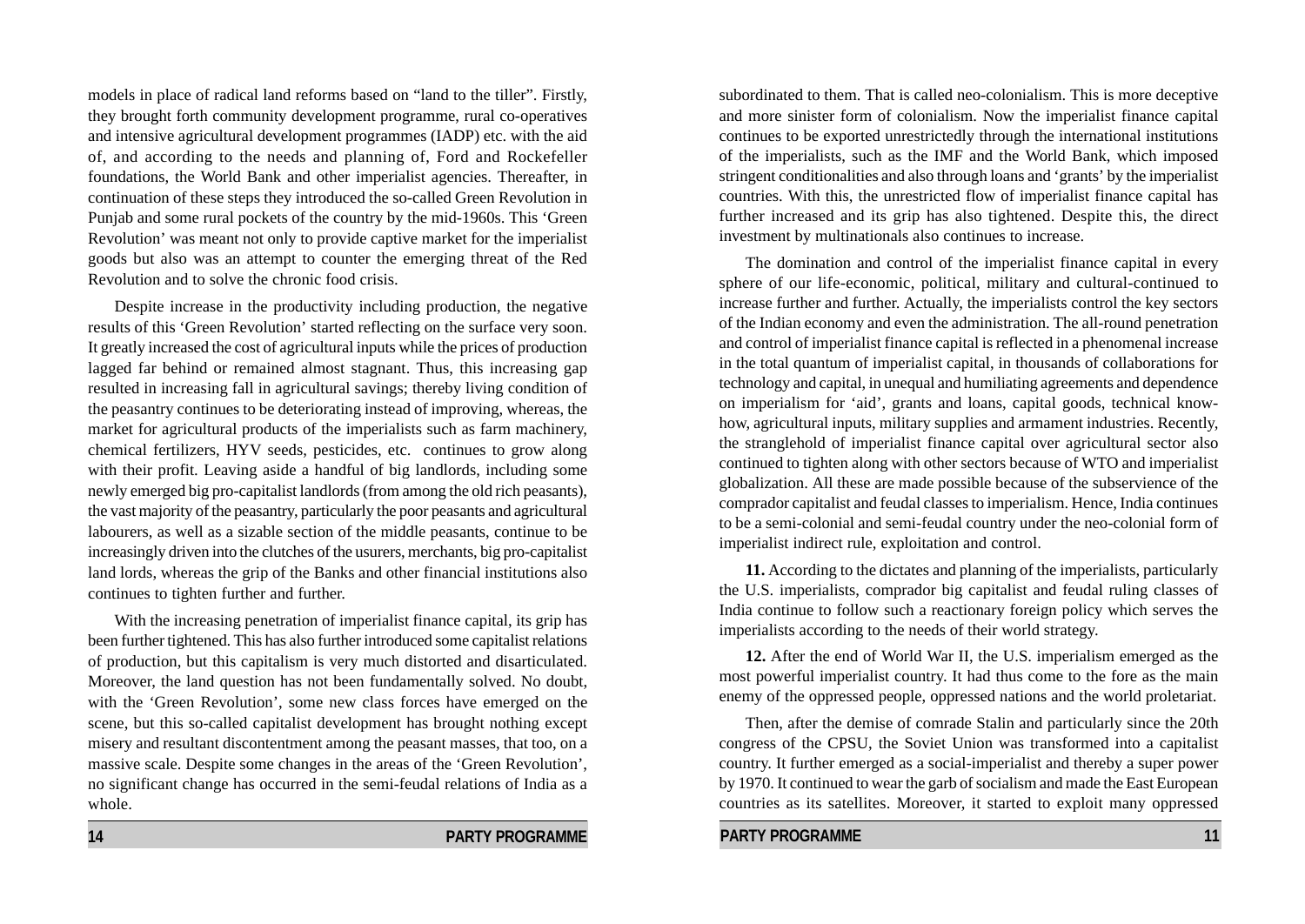models in place of radical land reforms based on "land to the tiller". Firstly, they brought forth community development programme, rural co-operatives and intensive agricultural development programmes (IADP) etc. with the aid of, and according to the needs and planning of, Ford and Rockefeller foundations, the World Bank and other imperialist agencies. Thereafter, in continuation of these steps they introduced the so-called Green Revolution in Punjab and some rural pockets of the country by the mid-1960s. This 'Green Revolution' was meant not only to provide captive market for the imperialist goods but also was an attempt to counter the emerging threat of the Red Revolution and to solve the chronic food crisis.

Despite increase in the productivity including production, the negative results of this 'Green Revolution' started reflecting on the surface very soon. It greatly increased the cost of agricultural inputs while the prices of production lagged far behind or remained almost stagnant. Thus, this increasing gap resulted in increasing fall in agricultural savings; thereby living condition of the peasantry continues to be deteriorating instead of improving, whereas, the market for agricultural products of the imperialists such as farm machinery, chemical fertilizers, HYV seeds, pesticides, etc. continues to grow along with their profit. Leaving aside a handful of big landlords, including some newly emerged big pro-capitalist landlords (from among the old rich peasants), the vast majority of the peasantry, particularly the poor peasants and agricultural labourers, as well as a sizable section of the middle peasants, continue to be increasingly driven into the clutches of the usurers, merchants, big pro-capitalist land lords, whereas the grip of the Banks and other financial institutions also continues to tighten further and further.

With the increasing penetration of imperialist finance capital, its grip has been further tightened. This has also further introduced some capitalist relations of production, but this capitalism is very much distorted and disarticulated. Moreover, the land question has not been fundamentally solved. No doubt, with the 'Green Revolution', some new class forces have emerged on the scene, but this so-called capitalist development has brought nothing except misery and resultant discontentment among the peasant masses, that too, on a massive scale. Despite some changes in the areas of the 'Green Revolution', no significant change has occurred in the semi-feudal relations of India as a whole.

subordinated to them. That is called neo-colonialism. This is more deceptive and more sinister form of colonialism. Now the imperialist finance capital continues to be exported unrestrictedly through the international institutions of the imperialists, such as the IMF and the World Bank, which imposed stringent conditionalities and also through loans and 'grants' by the imperialist countries. With this, the unrestricted flow of imperialist finance capital has further increased and its grip has also tightened. Despite this, the direct investment by multinationals also continues to increase.

The domination and control of the imperialist finance capital in every sphere of our life-economic, political, military and cultural-continued to increase further and further. Actually, the imperialists control the key sectors of the Indian economy and even the administration. The all-round penetration and control of imperialist finance capital is reflected in a phenomenal increase in the total quantum of imperialist capital, in thousands of collaborations for technology and capital, in unequal and humiliating agreements and dependence on imperialism for 'aid', grants and loans, capital goods, technical know-how, agricultural inputs, military supplies and armament industries. Recently, the stranglehold of imperialist finance capital over agricultural sector also continued to tighten along with other sectors because of WTO and imperialist globalization. All these are made possible because of the subservience of the comprador capitalist and feudal classes to imperialism. Hence, India continues to be a semi-colonial and semi-feudal country under the neo-colonial form of imperialist indirect rule, exploitation and control.

**11.** According to the dictates and planning of the imperialists, particularly the U.S. imperialists, comprador big capitalist and feudal ruling classes of India continue to follow such a reactionary foreign policy which serves the imperialists according to the needs of their world strategy.

**12.** After the end of World War II, the U.S. imperialism emerged as the most powerful imperialist country. It had thus come to the fore as the main enemy of the oppressed people, oppressed nations and the world proletariat.

Then, after the demise of comrade Stalin and particularly since the 20th congress of the CPSU, the Soviet Union was transformed into a capitalist country. It further emerged as a social-imperialist and thereby a super power by 1970. It continued to wear the garb of socialism and made the East European countries as its satellites. Moreover, it started to exploit many oppressed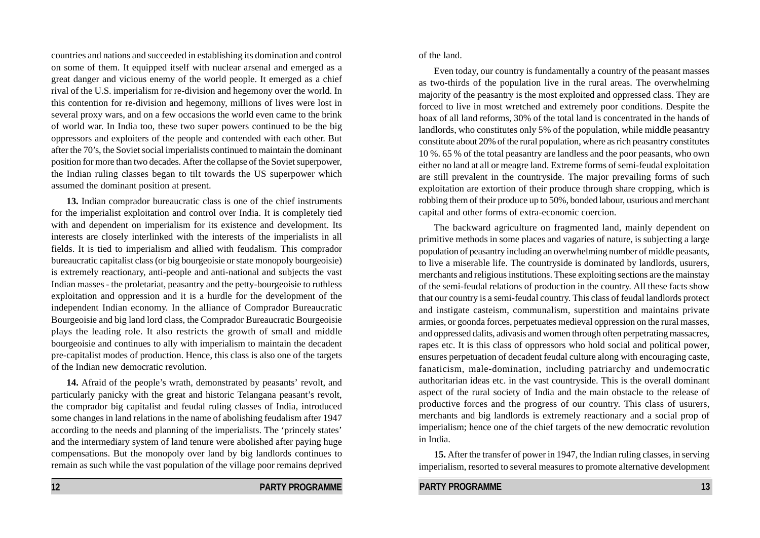countries and nations and succeeded in establishing its domination and control on some of them. It equipped itself with nuclear arsenal and emerged as a great danger and vicious enemy of the world people. It emerged as a chief rival of the U.S. imperialism for re-division and hegemony over the world. In this contention for re-division and hegemony, millions of lives were lost in several proxy wars, and on a few occasions the world even came to the brink of world war. In India too, these two super powers continued to be the big oppressors and exploiters of the people and contended with each other. But after the 70's, the Soviet social imperialists continued to maintain the dominant position for more than two decades. After the collapse of the Soviet superpower, the Indian ruling classes began to tilt towards the US superpower which assumed the dominant position at present.

**13.** Indian comprador bureaucratic class is one of the chief instruments for the imperialist exploitation and control over India. It is completely tied with and dependent on imperialism for its existence and development. Its interests are closely interlinked with the interests of the imperialists in all fields. It is tied to imperialism and allied with feudalism. This comprador bureaucratic capitalist class (or big bourgeoisie or state monopoly bourgeoisie) is extremely reactionary, anti-people and anti-national and subjects the vast Indian masses - the proletariat, peasantry and the petty-bourgeoisie to ruthless exploitation and oppression and it is a hurdle for the development of the independent Indian economy. In the alliance of Comprador Bureaucratic Bourgeoisie and big land lord class, the Comprador Bureaucratic Bourgeoisie plays the leading role. It also restricts the growth of small and middle bourgeoisie and continues to ally with imperialism to maintain the decadent pre-capitalist modes of production. Hence, this class is also one of the targets of the Indian new democratic revolution.

**14.** Afraid of the people's wrath, demonstrated by peasants' revolt, and particularly panicky with the great and historic Telangana peasant's revolt, the comprador big capitalist and feudal ruling classes of India, introduced some changes in land relations in the name of abolishing feudalism after 1947 according to the needs and planning of the imperialists. The 'princely states' and the intermediary system of land tenure were abolished after paying huge compensations. But the monopoly over land by big landlords continues to remain as such while the vast population of the village poor remains deprived of the land.

Even today, our country is fundamentally a country of the peasant masses as two-thirds of the population live in the rural areas. The overwhelming majority of the peasantry is the most exploited and oppressed class. They are forced to live in most wretched and extremely poor conditions. Despite the hoax of all land reforms, 30% of the total land is concentrated in the hands of landlords, who constitutes only 5% of the population, while middle peasantry constitute about 20% of the rural population, where as rich peasantry constitutes 10 %. 65 % of the total peasantry are landless and the poor peasants, who own either no land at all or meagre land. Extreme forms of semi-feudal exploitation are still prevalent in the countryside. The major prevailing forms of such exploitation are extortion of their produce through share cropping, which is robbing them of their produce up to 50%, bonded labour, usurious and merchant capital and other forms of extra-economic coercion.

The backward agriculture on fragmented land, mainly dependent on primitive methods in some places and vagaries of nature, is subjecting a large population of peasantry including an overwhelming number of middle peasants, to live a miserable life. The countryside is dominated by landlords, usurers, merchants and religious institutions. These exploiting sections are the mainstay of the semi-feudal relations of production in the country. All these facts show that our country is a semi-feudal country. This class of feudal landlords protect and instigate casteism, communalism, superstition and maintains private armies, or goonda forces, perpetuates medieval oppression on the rural masses, and oppressed dalits, adivasis and women through often perpetrating massacres, rapes etc. It is this class of oppressors who hold social and political power, ensures perpetuation of decadent feudal culture along with encouraging caste, fanaticism, male-domination, including patriarchy and undemocratic authoritarian ideas etc. in the vast countryside. This is the overall dominant aspect of the rural society of India and the main obstacle to the release of productive forces and the progress of our country. This class of usurers, merchants and big landlords is extremely reactionary and a social prop of imperialism; hence one of the chief targets of the new democratic revolution in India.

**15.** After the transfer of power in 1947, the Indian ruling classes, in serving imperialism, resorted to several measures to promote alternative development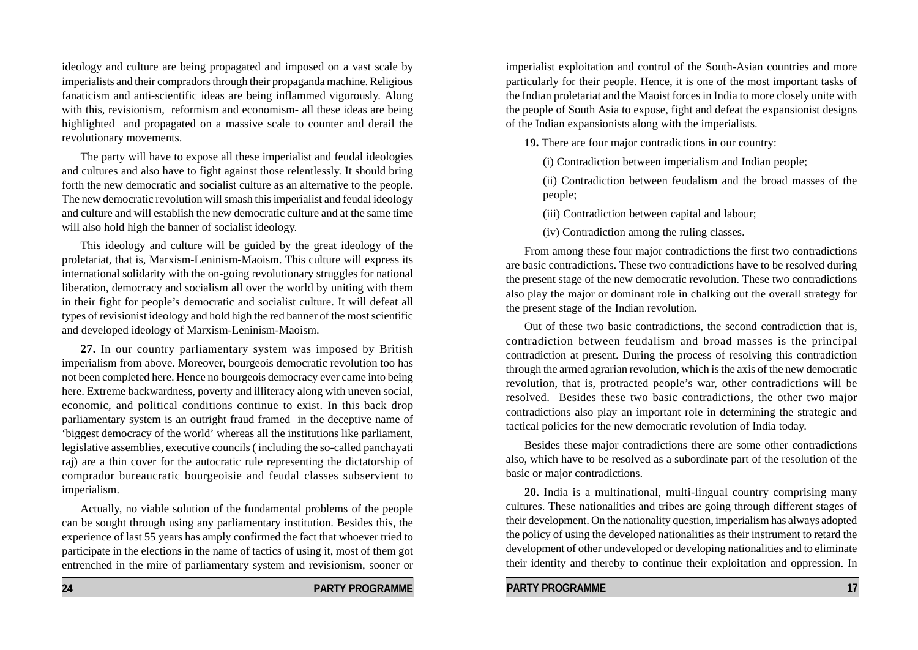ideology and culture are being propagated and imposed on a vast scale by imperialists and their compradors through their propaganda machine. Religious fanaticism and anti-scientific ideas are being inflammed vigorously. Along with this, revisionism, reformism and economism- all these ideas are being highlighted and propagated on a massive scale to counter and derail the revolutionary movements.

The party will have to expose all these imperialist and feudal ideologies and cultures and also have to fight against those relentlessly. It should bring forth the new democratic and socialist culture as an alternative to the people. The new democratic revolution will smash this imperialist and feudal ideology and culture and will establish the new democratic culture and at the same time will also hold high the banner of socialist ideology.

This ideology and culture will be guided by the great ideology of the proletariat, that is, Marxism-Leninism-Maoism. This culture will express its international solidarity with the on-going revolutionary struggles for national liberation, democracy and socialism all over the world by uniting with them in their fight for people's democratic and socialist culture. It will defeat all types of revisionist ideology and hold high the red banner of the most scientific and developed ideology of Marxism-Leninism-Maoism.

**27.** In our country parliamentary system was imposed by British imperialism from above. Moreover, bourgeois democratic revolution too has not been completed here. Hence no bourgeois democracy ever came into being here. Extreme backwardness, poverty and illiteracy along with uneven social, economic, and political conditions continue to exist. In this back drop parliamentary system is an outright fraud framed in the deceptive name of 'biggest democracy of the world' whereas all the institutions like parliament, legislative assemblies, executive councils ( including the so-called panchayati raj) are a thin cover for the autocratic rule representing the dictatorship of comprador bureaucratic bourgeoisie and feudal classes subservient to imperialism.

Actually, no viable solution of the fundamental problems of the people can be sought through using any parliamentary institution. Besides this, the experience of last 55 years has amply confirmed the fact that whoever tried to participate in the elections in the name of tactics of using it, most of them got entrenched in the mire of parliamentary system and revisionism, sooner or

imperialist exploitation and control of the South-Asian countries and more particularly for their people. Hence, it is one of the most important tasks of the Indian proletariat and the Maoist forces in India to more closely unite with the people of South Asia to expose, fight and defeat the expansionist designs of the Indian expansionists along with the imperialists.

**19.** There are four major contradictions in our country:

(i) Contradiction between imperialism and Indian people;

(ii) Contradiction between feudalism and the broad masses of the people;

(iii) Contradiction between capital and labour;

(iv) Contradiction among the ruling classes.

From among these four major contradictions the first two contradictions are basic contradictions. These two contradictions have to be resolved during the present stage of the new democratic revolution. These two contradictions also play the major or dominant role in chalking out the overall strategy for the present stage of the Indian revolution.

Out of these two basic contradictions, the second contradiction that is, contradiction between feudalism and broad masses is the principal contradiction at present. During the process of resolving this contradiction through the armed agrarian revolution, which is the axis of the new democratic revolution, that is, protracted people's war, other contradictions will be resolved. Besides these two basic contradictions, the other two major contradictions also play an important role in determining the strategic and tactical policies for the new democratic revolution of India today.

Besides these major contradictions there are some other contradictions also, which have to be resolved as a subordinate part of the resolution of the basic or major contradictions.

**20.** India is a multinational, multi-lingual country comprising many cultures. These nationalities and tribes are going through different stages of their development. On the nationality question, imperialism has always adopted the policy of using the developed nationalities as their instrument to retard the development of other undeveloped or developing nationalities and to eliminate their identity and thereby to continue their exploitation and oppression. In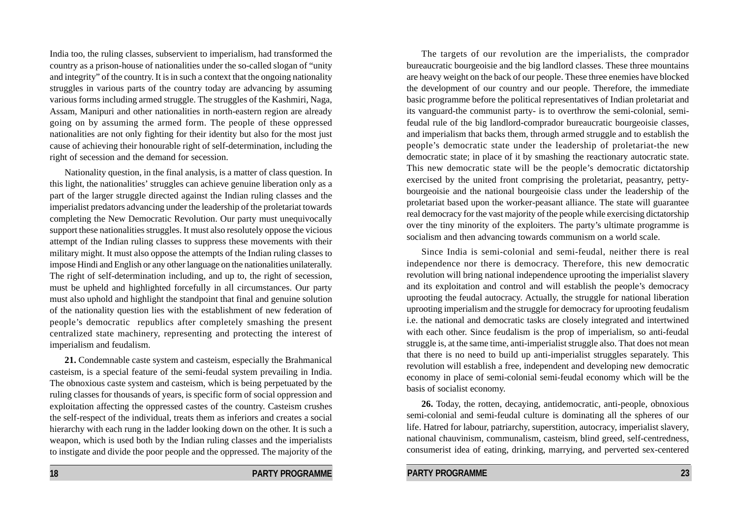India too, the ruling classes, subservient to imperialism, had transformed the country as a prison-house of nationalities under the so-called slogan of "unity and integrity" of the country. It is in such a context that the ongoing nationality struggles in various parts of the country today are advancing by assuming various forms including armed struggle. The struggles of the Kashmiri, Naga, Assam, Manipuri and other nationalities in north-eastern region are already going on by assuming the armed form. The people of these oppressed nationalities are not only fighting for their identity but also for the most just cause of achieving their honourable right of self-determination, including the right of secession and the demand for secession.

Nationality question, in the final analysis, is a matter of class question. In this light, the nationalities' struggles can achieve genuine liberation only as a part of the larger struggle directed against the Indian ruling classes and the imperialist predators advancing under the leadership of the proletariat towards completing the New Democratic Revolution. Our party must unequivocally support these nationalities struggles. It must also resolutely oppose the vicious attempt of the Indian ruling classes to suppress these movements with their military might. It must also oppose the attempts of the Indian ruling classes to impose Hindi and English or any other language on the nationalities unilaterally. The right of self-determination including, and up to, the right of secession, must be upheld and highlighted forcefully in all circumstances. Our party must also uphold and highlight the standpoint that final and genuine solution of the nationality question lies with the establishment of new federation of people's democratic republics after completely smashing the present centralized state machinery, representing and protecting the interest of imperialism and feudalism.

**21.** Condemnable caste system and casteism, especially the Brahmanical casteism, is a special feature of the semi-feudal system prevailing in India. The obnoxious caste system and casteism, which is being perpetuated by the ruling classes for thousands of years, is specific form of social oppression and exploitation affecting the oppressed castes of the country. Casteism crushes the self-respect of the individual, treats them as inferiors and creates a social hierarchy with each rung in the ladder looking down on the other. It is such a weapon, which is used both by the Indian ruling classes and the imperialists to instigate and divide the poor people and the oppressed. The majority of the

The targets of our revolution are the imperialists, the comprador bureaucratic bourgeoisie and the big landlord classes. These three mountains are heavy weight on the back of our people. These three enemies have blocked the development of our country and our people. Therefore, the immediate basic programme before the political representatives of Indian proletariat and its vanguard-the communist party- is to overthrow the semi-colonial, semi-feudal rule of the big landlord-comprador bureaucratic bourgeoisie classes, and imperialism that backs them, through armed struggle and to establish the people's democratic state under the leadership of proletariat-the new democratic state; in place of it by smashing the reactionary autocratic state. This new democratic state will be the people's democratic dictatorship exercised by the united front comprising the proletariat, peasantry, petty-bourgeoisie and the national bourgeoisie class under the leadership of the proletariat based upon the worker-peasant alliance. The state will guarantee real democracy for the vast majority of the people while exercising dictatorship over the tiny minority of the exploiters. The party's ultimate programme is socialism and then advancing towards communism on a world scale.

Since India is semi-colonial and semi-feudal, neither there is real independence nor there is democracy. Therefore, this new democratic revolution will bring national independence uprooting the imperialist slavery and its exploitation and control and will establish the people's democracy uprooting the feudal autocracy. Actually, the struggle for national liberation uprooting imperialism and the struggle for democracy for uprooting feudalism i.e. the national and democratic tasks are closely integrated and intertwined with each other. Since feudalism is the prop of imperialism, so anti-feudal struggle is, at the same time, anti-imperialist struggle also. That does not mean that there is no need to build up anti-imperialist struggles separately. This revolution will establish a free, independent and developing new democratic economy in place of semi-colonial semi-feudal economy which will be the basis of socialist economy.

**26.** Today, the rotten, decaying, antidemocratic, anti-people, obnoxious semi-colonial and semi-feudal culture is dominating all the spheres of our life. Hatred for labour, patriarchy, superstition, autocracy, imperialist slavery, national chauvinism, communalism, casteism, blind greed, self-centredness, consumerist idea of eating, drinking, marrying, and perverted sex-centered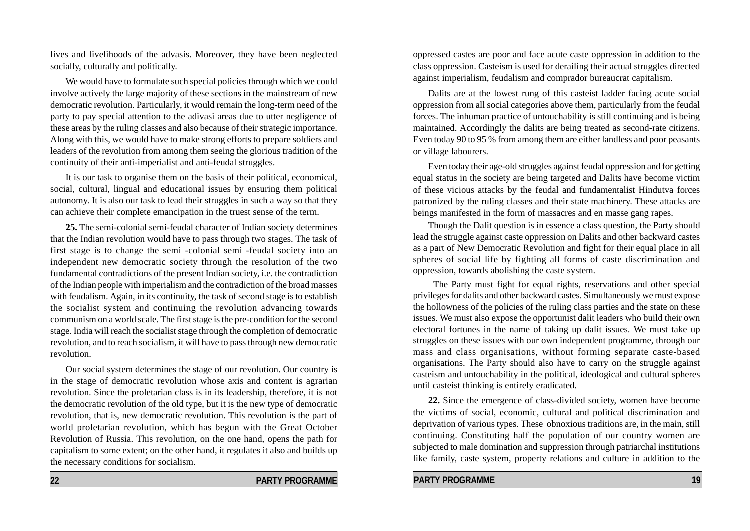lives and livelihoods of the advasis. Moreover, they have been neglected socially, culturally and politically.

We would have to formulate such special policies through which we could involve actively the large majority of these sections in the mainstream of new democratic revolution. Particularly, it would remain the long-term need of the party to pay special attention to the adivasi areas due to utter negligence of these areas by the ruling classes and also because of their strategic importance. Along with this, we would have to make strong efforts to prepare soldiers and leaders of the revolution from among them seeing the glorious tradition of the continuity of their anti-imperialist and anti-feudal struggles.

It is our task to organise them on the basis of their political, economical, social, cultural, lingual and educational issues by ensuring them political autonomy. It is also our task to lead their struggles in such a way so that they can achieve their complete emancipation in the truest sense of the term.

**25.** The semi-colonial semi-feudal character of Indian society determines that the Indian revolution would have to pass through two stages. The task of first stage is to change the semi -colonial semi -feudal society into an independent new democratic society through the resolution of the two fundamental contradictions of the present Indian society, i.e. the contradiction of the Indian people with imperialism and the contradiction of the broad masses with feudalism. Again, in its continuity, the task of second stage is to establish the socialist system and continuing the revolution advancing towards communism on a world scale. The first stage is the pre-condition for the second stage. India will reach the socialist stage through the completion of democratic revolution, and to reach socialism, it will have to pass through new democratic revolution.

Our social system determines the stage of our revolution. Our country is in the stage of democratic revolution whose axis and content is agrarian revolution. Since the proletarian class is in its leadership, therefore, it is not the democratic revolution of the old type, but it is the new type of democratic revolution, that is, new democratic revolution. This revolution is the part of world proletarian revolution, which has begun with the Great October Revolution of Russia. This revolution, on the one hand, opens the path for capitalism to some extent; on the other hand, it regulates it also and builds up the necessary conditions for socialism.

oppressed castes are poor and face acute caste oppression in addition to the class oppression. Casteism is used for derailing their actual struggles directed against imperialism, feudalism and comprador bureaucrat capitalism.

Dalits are at the lowest rung of this casteist ladder facing acute social oppression from all social categories above them, particularly from the feudal forces. The inhuman practice of untouchability is still continuing and is being maintained. Accordingly the dalits are being treated as second-rate citizens. Even today 90 to 95 % from among them are either landless and poor peasants or village labourers.

Even today their age-old struggles against feudal oppression and for getting equal status in the society are being targeted and Dalits have become victim of these vicious attacks by the feudal and fundamentalist Hindutva forces patronized by the ruling classes and their state machinery. These attacks are beings manifested in the form of massacres and en masse gang rapes.

Though the Dalit question is in essence a class question, the Party should lead the struggle against caste oppression on Dalits and other backward castes as a part of New Democratic Revolution and fight for their equal place in all spheres of social life by fighting all forms of caste discrimination and oppression, towards abolishing the caste system.

The Party must fight for equal rights, reservations and other special privileges for dalits and other backward castes. Simultaneously we must expose the hollowness of the policies of the ruling class parties and the state on these issues. We must also expose the opportunist dalit leaders who build their own electoral fortunes in the name of taking up dalit issues. We must take up struggles on these issues with our own independent programme, through our mass and class organisations, without forming separate caste-based organisations. The Party should also have to carry on the struggle against casteism and untouchability in the political, ideological and cultural spheres until casteist thinking is entirely eradicated.

**22.** Since the emergence of class-divided society, women have become the victims of social, economic, cultural and political discrimination and deprivation of various types. These obnoxious traditions are, in the main, still continuing. Constituting half the population of our country women are subjected to male domination and suppression through patriarchal institutions like family, caste system, property relations and culture in addition to the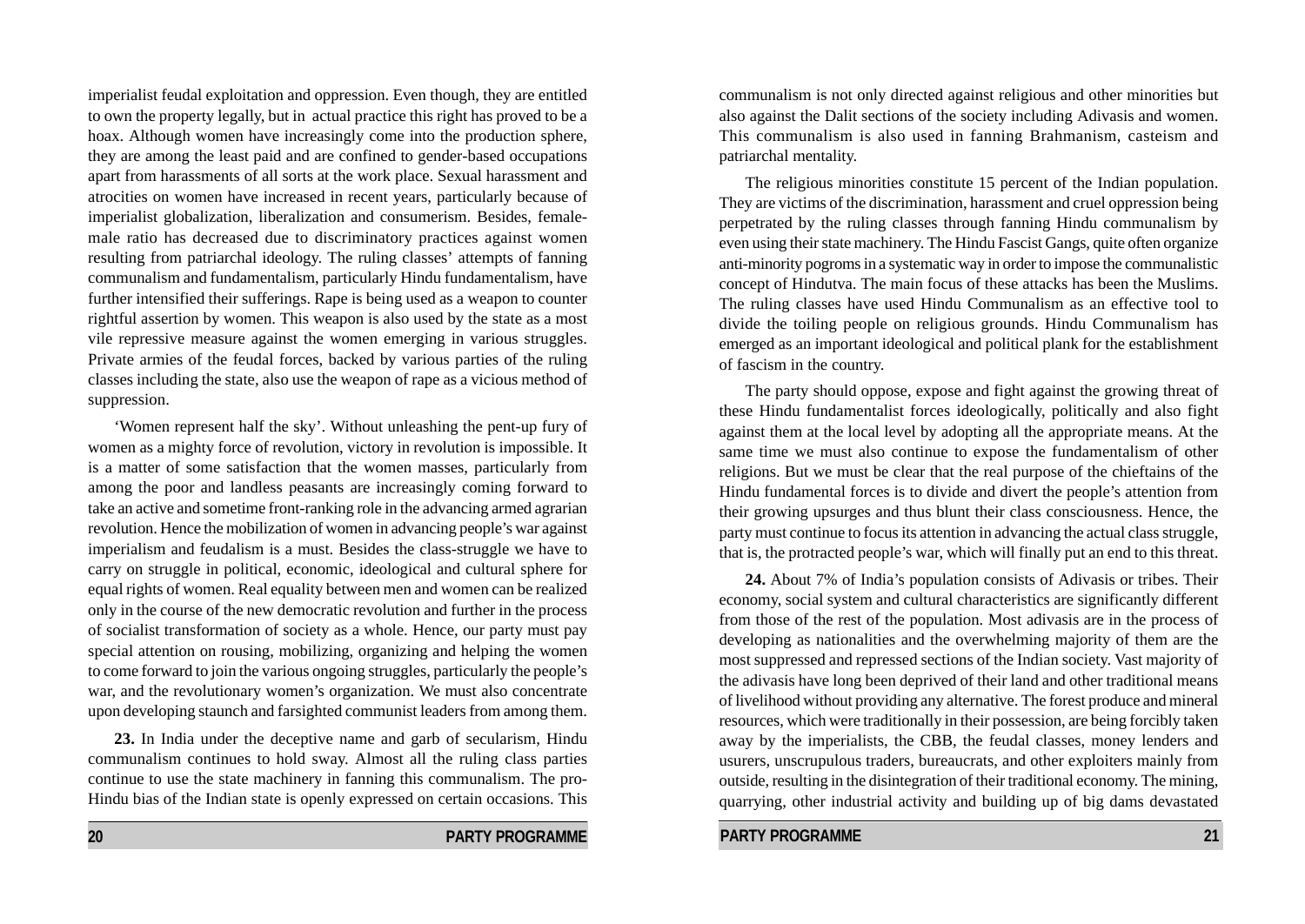imperialist feudal exploitation and oppression. Even though, they are entitled to own the property legally, but in actual practice this right has proved to be a hoax. Although women have increasingly come into the production sphere, they are among the least paid and are confined to gender-based occupations apart from harassments of all sorts at the work place. Sexual harassment and atrocities on women have increased in recent years, particularly because of imperialist globalization, liberalization and consumerism. Besides, female-male ratio has decreased due to discriminatory practices against women resulting from patriarchal ideology. The ruling classes' attempts of fanning communalism and fundamentalism, particularly Hindu fundamentalism, have further intensified their sufferings. Rape is being used as a weapon to counter rightful assertion by women. This weapon is also used by the state as a most vile repressive measure against the women emerging in various struggles. Private armies of the feudal forces, backed by various parties of the ruling classes including the state, also use the weapon of rape as a vicious method of suppression.

'Women represent half the sky'. Without unleashing the pent-up fury of women as a mighty force of revolution, victory in revolution is impossible. It is a matter of some satisfaction that the women masses, particularly from among the poor and landless peasants are increasingly coming forward to take an active and sometime front-ranking role in the advancing armed agrarian revolution. Hence the mobilization of women in advancing people's war against imperialism and feudalism is a must. Besides the class-struggle we have to carry on struggle in political, economic, ideological and cultural sphere for equal rights of women. Real equality between men and women can be realized only in the course of the new democratic revolution and further in the process of socialist transformation of society as a whole. Hence, our party must pay special attention on rousing, mobilizing, organizing and helping the women to come forward to join the various ongoing struggles, particularly the people's war, and the revolutionary women's organization. We must also concentrate upon developing staunch and farsighted communist leaders from among them.

**23.** In India under the deceptive name and garb of secularism, Hindu communalism continues to hold sway. Almost all the ruling class parties continue to use the state machinery in fanning this communalism. The pro-Hindu bias of the Indian state is openly expressed on certain occasions. This communalism is not only directed against religious and other minorities but also against the Dalit sections of the society including Adivasis and women. This communalism is also used in fanning Brahmanism, casteism and patriarchal mentality.

The religious minorities constitute 15 percent of the Indian population. They are victims of the discrimination, harassment and cruel oppression being perpetrated by the ruling classes through fanning Hindu communalism by even using their state machinery. The Hindu Fascist Gangs, quite often organize anti-minority pogroms in a systematic way in order to impose the communalistic concept of Hindutva. The main focus of these attacks has been the Muslims. The ruling classes have used Hindu Communalism as an effective tool to divide the toiling people on religious grounds. Hindu Communalism has emerged as an important ideological and political plank for the establishment of fascism in the country.

The party should oppose, expose and fight against the growing threat of these Hindu fundamentalist forces ideologically, politically and also fight against them at the local level by adopting all the appropriate means. At the same time we must also continue to expose the fundamentalism of other religions. But we must be clear that the real purpose of the chieftains of the Hindu fundamental forces is to divide and divert the people's attention from their growing upsurges and thus blunt their class consciousness. Hence, the party must continue to focus its attention in advancing the actual class struggle, that is, the protracted people's war, which will finally put an end to this threat.

**24.** About 7% of India's population consists of Adivasis or tribes. Their economy, social system and cultural characteristics are significantly different from those of the rest of the population. Most adivasis are in the process of developing as nationalities and the overwhelming majority of them are the most suppressed and repressed sections of the Indian society. Vast majority of the adivasis have long been deprived of their land and other traditional means of livelihood without providing any alternative. The forest produce and mineral resources, which were traditionally in their possession, are being forcibly taken away by the imperialists, the CBB, the feudal classes, money lenders and usurers, unscrupulous traders, bureaucrats, and other exploiters mainly from outside, resulting in the disintegration of their traditional economy. The mining, quarrying, other industrial activity and building up of big dams devastated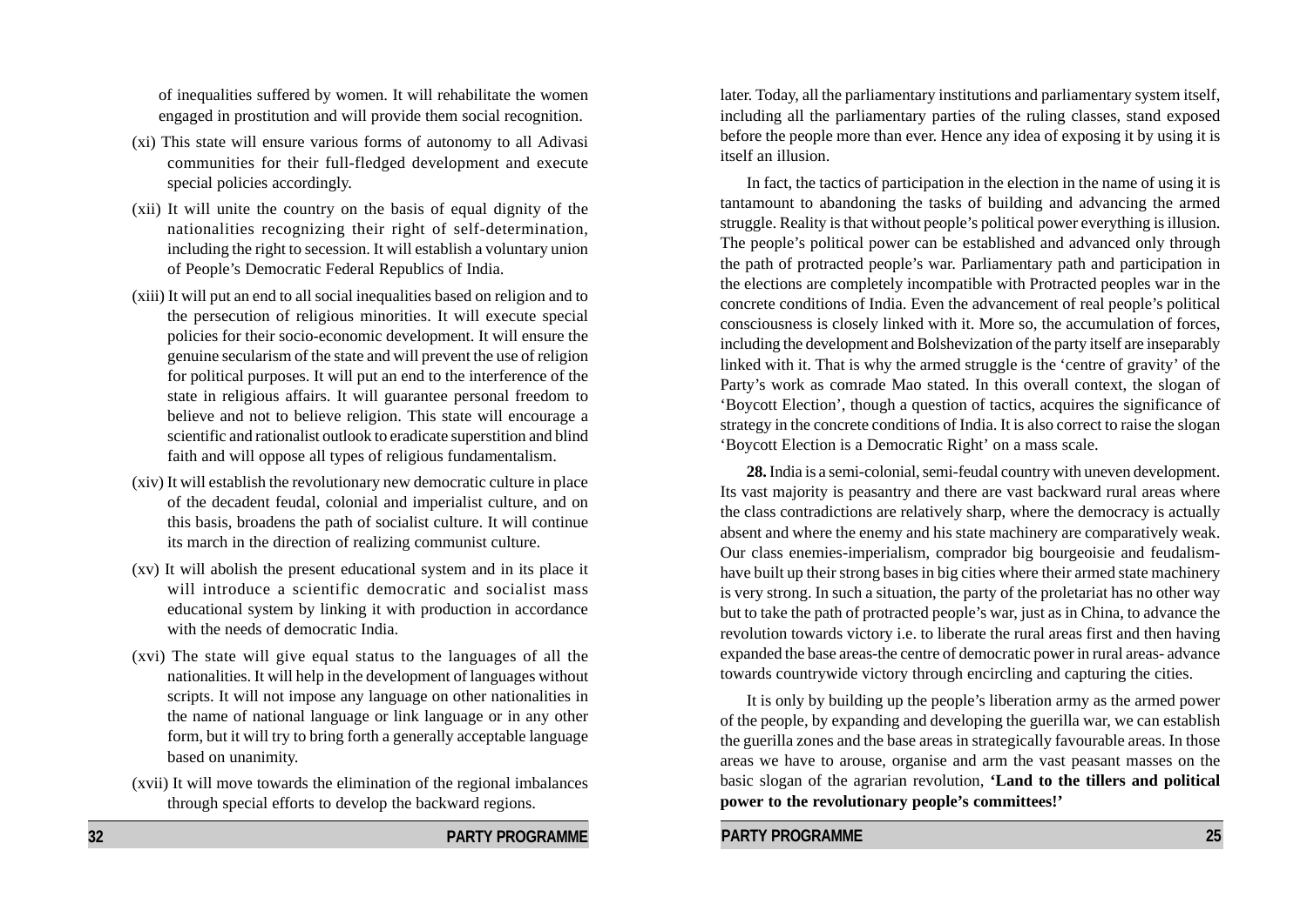of inequalities suffered by women. It will rehabilitate the women engaged in prostitution and will provide them social recognition.

(xi) This state will ensure various forms of autonomy to all Adivasi communities for their full-fledged development and execute special policies accordingly.

(xii) It will unite the country on the basis of equal dignity of the nationalities recognizing their right of self-determination, including the right to secession. It will establish a voluntary union of People's Democratic Federal Republics of India.

(xiii) It will put an end to all social inequalities based on religion and to the persecution of religious minorities. It will execute special policies for their socio-economic development. It will ensure the genuine secularism of the state and will prevent the use of religion for political purposes. It will put an end to the interference of the state in religious affairs. It will guarantee personal freedom to believe and not to believe religion. This state will encourage a scientific and rationalist outlook to eradicate superstition and blind faith and will oppose all types of religious fundamentalism.

(xiv) It will establish the revolutionary new democratic culture in place of the decadent feudal, colonial and imperialist culture, and on this basis, broadens the path of socialist culture. It will continue its march in the direction of realizing communist culture.

(xv) It will abolish the present educational system and in its place it will introduce a scientific democratic and socialist mass educational system by linking it with production in accordance with the needs of democratic India.

(xvi) The state will give equal status to the languages of all the nationalities. It will help in the development of languages without scripts. It will not impose any language on other nationalities in the name of national language or link language or in any other form, but it will try to bring forth a generally acceptable language based on unanimity.

(xvii) It will move towards the elimination of the regional imbalances through special efforts to develop the backward regions.

later. Today, all the parliamentary institutions and parliamentary system itself, including all the parliamentary parties of the ruling classes, stand exposed before the people more than ever. Hence any idea of exposing it by using it is itself an illusion.

In fact, the tactics of participation in the election in the name of using it is tantamount to abandoning the tasks of building and advancing the armed struggle. Reality is that without people's political power everything is illusion. The people's political power can be established and advanced only through the path of protracted people's war. Parliamentary path and participation in the elections are completely incompatible with Protracted peoples war in the concrete conditions of India. Even the advancement of real people's political consciousness is closely linked with it. More so, the accumulation of forces, including the development and Bolshevization of the party itself are inseparably linked with it. That is why the armed struggle is the 'centre of gravity' of the Party's work as comrade Mao stated. In this overall context, the slogan of 'Boycott Election', though a question of tactics, acquires the significance of strategy in the concrete conditions of India. It is also correct to raise the slogan 'Boycott Election is a Democratic Right' on a mass scale.

**28.** India is a semi-colonial, semi-feudal country with uneven development. Its vast majority is peasantry and there are vast backward rural areas where the class contradictions are relatively sharp, where the democracy is actually absent and where the enemy and his state machinery are comparatively weak. Our class enemies-imperialism, comprador big bourgeoisie and feudalism-have built up their strong bases in big cities where their armed state machinery is very strong. In such a situation, the party of the proletariat has no other way but to take the path of protracted people's war, just as in China, to advance the revolution towards victory i.e. to liberate the rural areas first and then having expanded the base areas-the centre of democratic power in rural areas- advance towards countrywide victory through encircling and capturing the cities.

It is only by building up the people's liberation army as the armed power of the people, by expanding and developing the guerilla war, we can establish the guerilla zones and the base areas in strategically favourable areas. In those areas we have to arouse, organise and arm the vast peasant masses on the basic slogan of the agrarian revolution, **'Land to the tillers and political power to the revolutionary people's committees!'**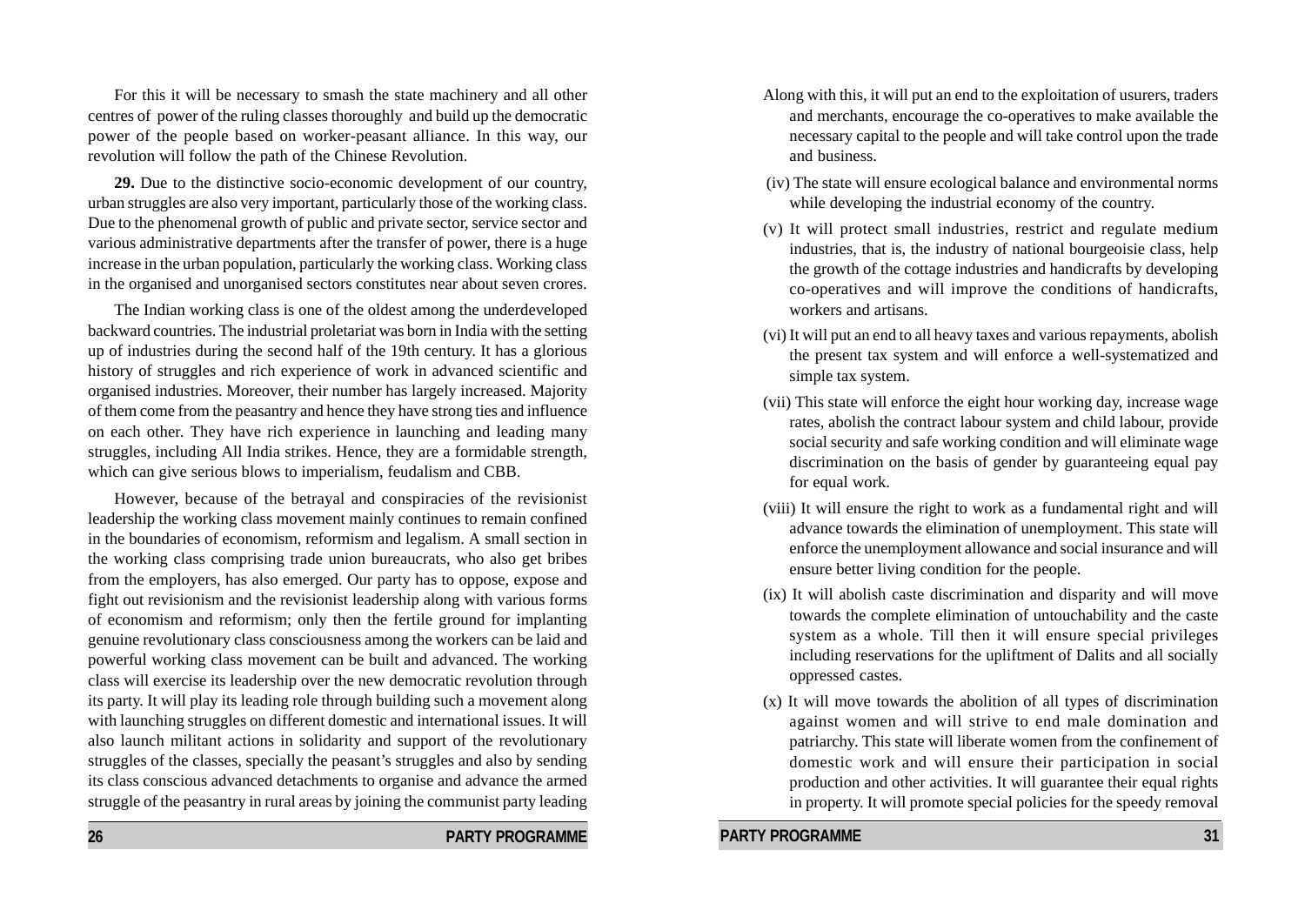For this it will be necessary to smash the state machinery and all other centres of power of the ruling classes thoroughly and build up the democratic power of the people based on worker-peasant alliance. In this way, our revolution will follow the path of the Chinese Revolution.

**29.** Due to the distinctive socio-economic development of our country, urban struggles are also very important, particularly those of the working class. Due to the phenomenal growth of public and private sector, service sector and various administrative departments after the transfer of power, there is a huge increase in the urban population, particularly the working class. Working class in the organised and unorganised sectors constitutes near about seven crores.

The Indian working class is one of the oldest among the underdeveloped backward countries. The industrial proletariat was born in India with the setting up of industries during the second half of the 19th century. It has a glorious history of struggles and rich experience of work in advanced scientific and organised industries. Moreover, their number has largely increased. Majority of them come from the peasantry and hence they have strong ties and influence on each other. They have rich experience in launching and leading many struggles, including All India strikes. Hence, they are a formidable strength, which can give serious blows to imperialism, feudalism and CBB.

However, because of the betrayal and conspiracies of the revisionist leadership the working class movement mainly continues to remain confined in the boundaries of economism, reformism and legalism. A small section in the working class comprising trade union bureaucrats, who also get bribes from the employers, has also emerged. Our party has to oppose, expose and fight out revisionism and the revisionist leadership along with various forms of economism and reformism; only then the fertile ground for implanting genuine revolutionary class consciousness among the workers can be laid and powerful working class movement can be built and advanced. The working class will exercise its leadership over the new democratic revolution through its party. It will play its leading role through building such a movement along with launching struggles on different domestic and international issues. It will also launch militant actions in solidarity and support of the revolutionary struggles of the classes, specially the peasant's struggles and also by sending its class conscious advanced detachments to organise and advance the armed struggle of the peasantry in rural areas by joining the communist party leading

Along with this, it will put an end to the exploitation of usurers, traders and merchants, encourage the co-operatives to make available the necessary capital to the people and will take control upon the trade and business.

(iv) The state will ensure ecological balance and environmental norms while developing the industrial economy of the country.

(v) It will protect small industries, restrict and regulate medium industries, that is, the industry of national bourgeoisie class, help the growth of the cottage industries and handicrafts by developing co-operatives and will improve the conditions of handicrafts, workers and artisans.

(vi) It will put an end to all heavy taxes and various repayments, abolish the present tax system and will enforce a well-systematized and simple tax system.

(vii) This state will enforce the eight hour working day, increase wage rates, abolish the contract labour system and child labour, provide social security and safe working condition and will eliminate wage discrimination on the basis of gender by guaranteeing equal pay for equal work.

(viii) It will ensure the right to work as a fundamental right and will advance towards the elimination of unemployment. This state will enforce the unemployment allowance and social insurance and will ensure better living condition for the people.

(ix) It will abolish caste discrimination and disparity and will move towards the complete elimination of untouchability and the caste system as a whole. Till then it will ensure special privileges including reservations for the upliftment of Dalits and all socially oppressed castes.

(x) It will move towards the abolition of all types of discrimination against women and will strive to end male domination and patriarchy. This state will liberate women from the confinement of domestic work and will ensure their participation in social production and other activities. It will guarantee their equal rights in property. It will promote special policies for the speedy removal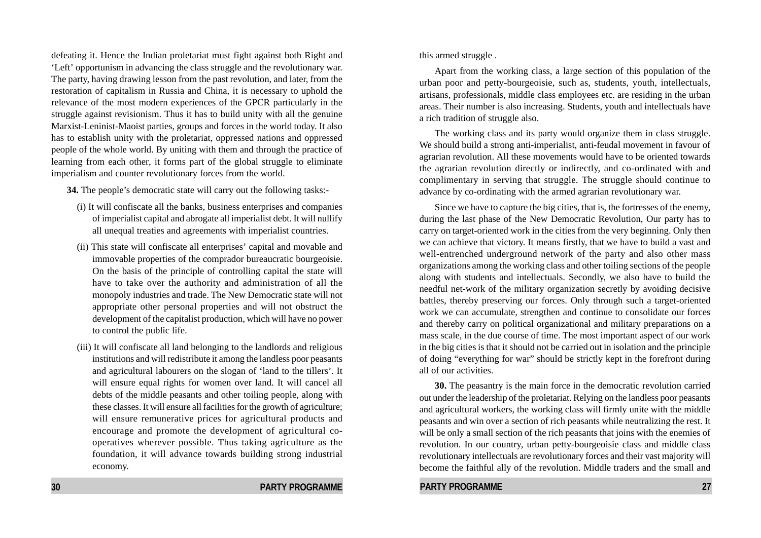defeating it. Hence the Indian proletariat must fight against both Right and 'Left' opportunism in advancing the class struggle and the revolutionary war. The party, having drawing lesson from the past revolution, and later, from the restoration of capitalism in Russia and China, it is necessary to uphold the relevance of the most modern experiences of the GPCR particularly in the struggle against revisionism. Thus it has to build unity with all the genuine Marxist-Leninist-Maoist parties, groups and forces in the world today. It also has to establish unity with the proletariat, oppressed nations and oppressed people of the whole world. By uniting with them and through the practice of learning from each other, it forms part of the global struggle to eliminate imperialism and counter revolutionary forces from the world.

**34.** The people's democratic state will carry out the following tasks:-

(i) It will confiscate all the banks, business enterprises and companies of imperialist capital and abrogate all imperialist debt. It will nullify all unequal treaties and agreements with imperialist countries.

(ii) This state will confiscate all enterprises' capital and movable and immovable properties of the comprador bureaucratic bourgeoisie. On the basis of the principle of controlling capital the state will have to take over the authority and administration of all the monopoly industries and trade. The New Democratic state will not appropriate other personal properties and will not obstruct the development of the capitalist production, which will have no power to control the public life.

(iii) It will confiscate all land belonging to the landlords and religious institutions and will redistribute it among the landless poor peasants and agricultural labourers on the slogan of 'land to the tillers'. It will ensure equal rights for women over land. It will cancel all debts of the middle peasants and other toiling people, along with these classes. It will ensure all facilities for the growth of agriculture; will ensure remunerative prices for agricultural products and encourage and promote the development of agricultural co-operatives wherever possible. Thus taking agriculture as the foundation, it will advance towards building strong industrial economy.

this armed struggle .

Apart from the working class, a large section of this population of the urban poor and petty-bourgeoisie, such as, students, youth, intellectuals, artisans, professionals, middle class employees etc. are residing in the urban areas. Their number is also increasing. Students, youth and intellectuals have a rich tradition of struggle also.

The working class and its party would organize them in class struggle. We should build a strong anti-imperialist, anti-feudal movement in favour of agrarian revolution. All these movements would have to be oriented towards the agrarian revolution directly or indirectly, and co-ordinated with and complimentary in serving that struggle. The struggle should continue to advance by co-ordinating with the armed agrarian revolutionary war.

Since we have to capture the big cities, that is, the fortresses of the enemy, during the last phase of the New Democratic Revolution, Our party has to carry on target-oriented work in the cities from the very beginning. Only then we can achieve that victory. It means firstly, that we have to build a vast and well-entrenched underground network of the party and also other mass organizations among the working class and other toiling sections of the people along with students and intellectuals. Secondly, we also have to build the needful net-work of the military organization secretly by avoiding decisive battles, thereby preserving our forces. Only through such a target-oriented work we can accumulate, strengthen and continue to consolidate our forces and thereby carry on political organizational and military preparations on a mass scale, in the due course of time. The most important aspect of our work in the big cities is that it should not be carried out in isolation and the principle of doing "everything for war" should be strictly kept in the forefront during all of our activities.

**30.** The peasantry is the main force in the democratic revolution carried out under the leadership of the proletariat. Relying on the landless poor peasants and agricultural workers, the working class will firmly unite with the middle peasants and win over a section of rich peasants while neutralizing the rest. It will be only a small section of the rich peasants that joins with the enemies of revolution. In our country, urban petty-bourgeoisie class and middle class revolutionary intellectuals are revolutionary forces and their vast majority will become the faithful ally of the revolution. Middle traders and the small and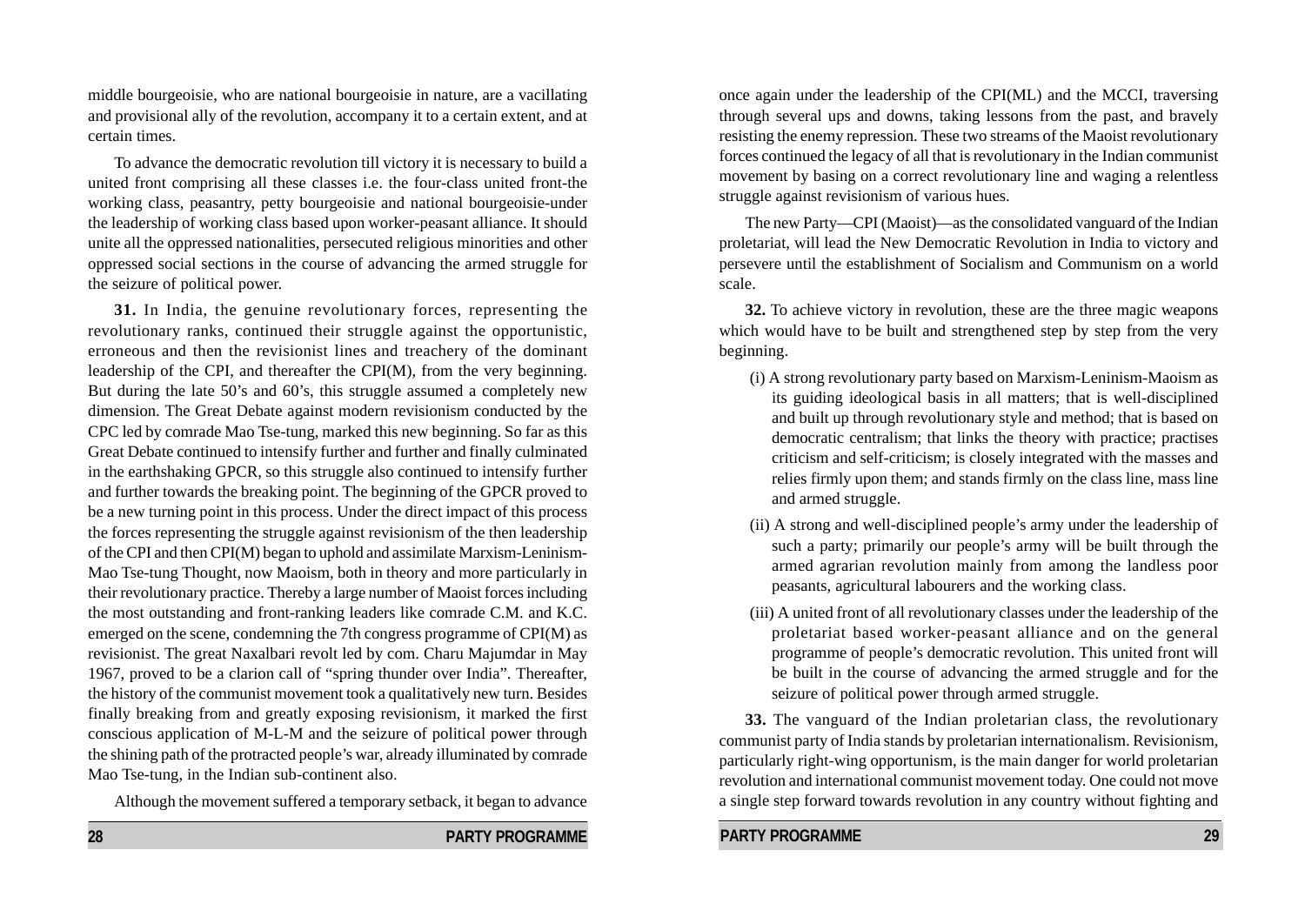middle bourgeoisie, who are national bourgeoisie in nature, are a vacillating and provisional ally of the revolution, accompany it to a certain extent, and at certain times.

To advance the democratic revolution till victory it is necessary to build a united front comprising all these classes i.e. the four-class united front-the working class, peasantry, petty bourgeoisie and national bourgeoisie-under the leadership of working class based upon worker-peasant alliance. It should unite all the oppressed nationalities, persecuted religious minorities and other oppressed social sections in the course of advancing the armed struggle for the seizure of political power.

**31.** In India, the genuine revolutionary forces, representing the revolutionary ranks, continued their struggle against the opportunistic, erroneous and then the revisionist lines and treachery of the dominant leadership of the CPI, and thereafter the CPI(M), from the very beginning. But during the late 50's and 60's, this struggle assumed a completely new dimension. The Great Debate against modern revisionism conducted by the CPC led by comrade Mao Tse-tung, marked this new beginning. So far as this Great Debate continued to intensify further and further and finally culminated in the earthshaking GPCR, so this struggle also continued to intensify further and further towards the breaking point. The beginning of the GPCR proved to be a new turning point in this process. Under the direct impact of this process the forces representing the struggle against revisionism of the then leadership of the CPI and then CPI(M) began to uphold and assimilate Marxism-Leninism-Mao Tse-tung Thought, now Maoism, both in theory and more particularly in their revolutionary practice. Thereby a large number of Maoist forces including the most outstanding and front-ranking leaders like comrade C.M. and K.C. emerged on the scene, condemning the 7th congress programme of CPI(M) as revisionist. The great Naxalbari revolt led by com. Charu Majumdar in May 1967, proved to be a clarion call of "spring thunder over India". Thereafter, the history of the communist movement took a qualitatively new turn. Besides finally breaking from and greatly exposing revisionism, it marked the first conscious application of M-L-M and the seizure of political power through the shining path of the protracted people's war, already illuminated by comrade Mao Tse-tung, in the Indian sub-continent also.

Although the movement suffered a temporary setback, it began to advance once again under the leadership of the CPI(ML) and the MCCI, traversing through several ups and downs, taking lessons from the past, and bravely resisting the enemy repression. These two streams of the Maoist revolutionary forces continued the legacy of all that is revolutionary in the Indian communist movement by basing on a correct revolutionary line and waging a relentless struggle against revisionism of various hues.

The new Party—CPI (Maoist)—as the consolidated vanguard of the Indian proletariat, will lead the New Democratic Revolution in India to victory and persevere until the establishment of Socialism and Communism on a world scale.

**32.** To achieve victory in revolution, these are the three magic weapons which would have to be built and strengthened step by step from the very beginning.

(i) A strong revolutionary party based on Marxism-Leninism-Maoism as its guiding ideological basis in all matters; that is well-disciplined and built up through revolutionary style and method; that is based on democratic centralism; that links the theory with practice; practises criticism and self-criticism; is closely integrated with the masses and relies firmly upon them; and stands firmly on the class line, mass line and armed struggle.

(ii) A strong and well-disciplined people's army under the leadership of such a party; primarily our people's army will be built through the armed agrarian revolution mainly from among the landless poor peasants, agricultural labourers and the working class.

(iii) A united front of all revolutionary classes under the leadership of the proletariat based worker-peasant alliance and on the general programme of people's democratic revolution. This united front will be built in the course of advancing the armed struggle and for the seizure of political power through armed struggle.

**33.** The vanguard of the Indian proletarian class, the revolutionary communist party of India stands by proletarian internationalism. Revisionism, particularly right-wing opportunism, is the main danger for world proletarian revolution and international communist movement today. One could not move a single step forward towards revolution in any country without fighting and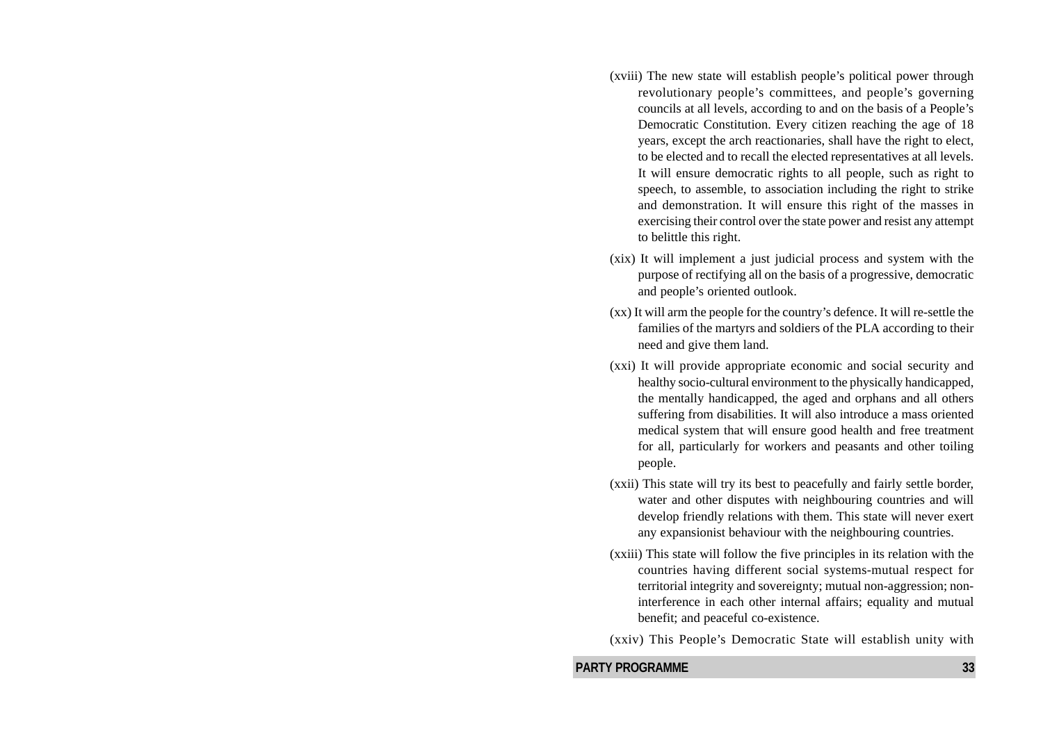(xviii) The new state will establish people's political power through revolutionary people's committees, and people's governing councils at all levels, according to and on the basis of a People's Democratic Constitution. Every citizen reaching the age of 18 years, except the arch reactionaries, shall have the right to elect, to be elected and to recall the elected representatives at all levels. It will ensure democratic rights to all people, such as right to speech, to assemble, to association including the right to strike and demonstration. It will ensure this right of the masses in exercising their control over the state power and resist any attempt to belittle this right.

(xix) It will implement a just judicial process and system with the purpose of rectifying all on the basis of a progressive, democratic and people's oriented outlook.

(xx) It will arm the people for the country's defence. It will re-settle the families of the martyrs and soldiers of the PLA according to their need and give them land.

(xxi) It will provide appropriate economic and social security and healthy socio-cultural environment to the physically handicapped, the mentally handicapped, the aged and orphans and all others suffering from disabilities. It will also introduce a mass oriented medical system that will ensure good health and free treatment for all, particularly for workers and peasants and other toiling people.

(xxii) This state will try its best to peacefully and fairly settle border, water and other disputes with neighbouring countries and will develop friendly relations with them. This state will never exert any expansionist behaviour with the neighbouring countries.

(xxiii) This state will follow the five principles in its relation with the countries having different social systems-mutual respect for territorial integrity and sovereignty; mutual non-aggression; non-interference in each other internal affairs; equality and mutual benefit; and peaceful co-existence.

(xxiv) This People's Democratic State will establish unity with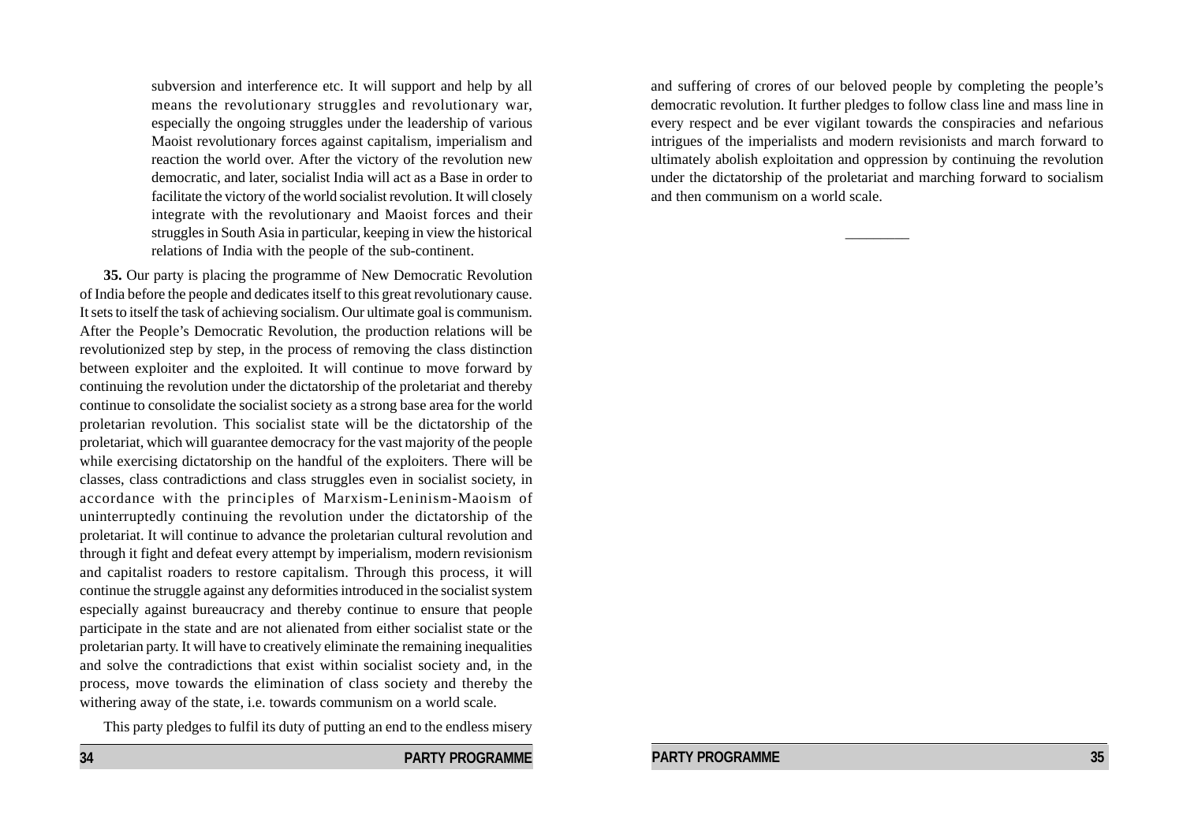subversion and interference etc. It will support and help by all means the revolutionary struggles and revolutionary war, especially the ongoing struggles under the leadership of various Maoist revolutionary forces against capitalism, imperialism and reaction the world over. After the victory of the revolution new democratic, and later, socialist India will act as a Base in order to facilitate the victory of the world socialist revolution. It will closely integrate with the revolutionary and Maoist forces and their struggles in South Asia in particular, keeping in view the historical relations of India with the people of the sub-continent.

**35.** Our party is placing the programme of New Democratic Revolution of India before the people and dedicates itself to this great revolutionary cause. It sets to itself the task of achieving socialism. Our ultimate goal is communism. After the People's Democratic Revolution, the production relations will be revolutionized step by step, in the process of removing the class distinction between exploiter and the exploited. It will continue to move forward by continuing the revolution under the dictatorship of the proletariat and thereby continue to consolidate the socialist society as a strong base area for the world proletarian revolution. This socialist state will be the dictatorship of the proletariat, which will guarantee democracy for the vast majority of the people while exercising dictatorship on the handful of the exploiters. There will be classes, class contradictions and class struggles even in socialist society, in accordance with the principles of Marxism-Leninism-Maoism of uninterruptedly continuing the revolution under the dictatorship of the proletariat. It will continue to advance the proletarian cultural revolution and through it fight and defeat every attempt by imperialism, modern revisionism and capitalist roaders to restore capitalism. Through this process, it will continue the struggle against any deformities introduced in the socialist system especially against bureaucracy and thereby continue to ensure that people participate in the state and are not alienated from either socialist state or the proletarian party. It will have to creatively eliminate the remaining inequalities and solve the contradictions that exist within socialist society and, in the process, move towards the elimination of class society and thereby the withering away of the state, i.e. towards communism on a world scale.

This party pledges to fulfil its duty of putting an end to the endless misery and suffering of crores of our beloved people by completing the people's democratic revolution. It further pledges to follow class line and mass line in every respect and be ever vigilant towards the conspiracies and nefarious intrigues of the imperialists and modern revisionists and march forward to ultimately abolish exploitation and oppression by continuing the revolution under the dictatorship of the proletariat and marching forward to socialism and then communism on a world scale.

---